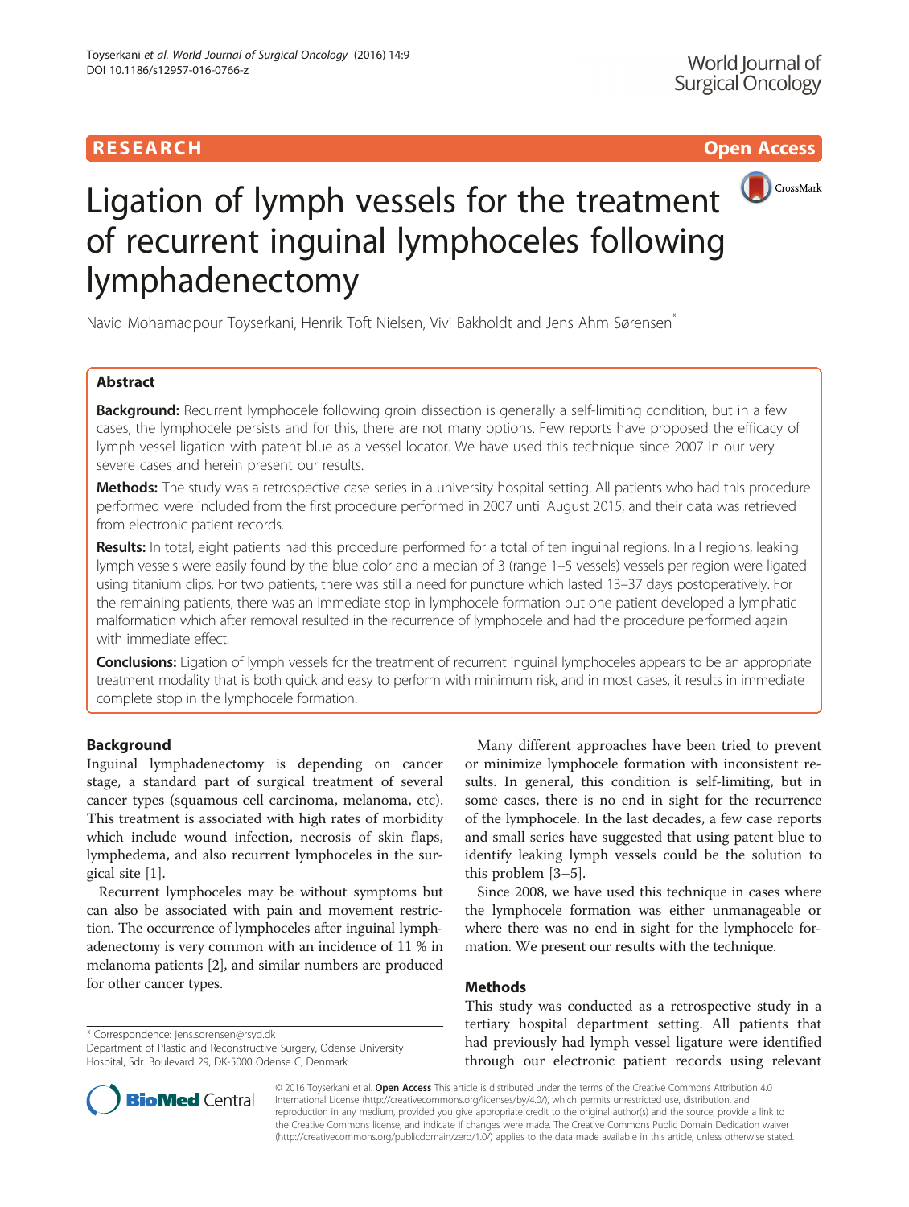**RESEARCH** **Open Access**

# Ligation of lymph vessels for the treatment of recurrent inguinal lymphoceles following lymphadenectomy

Navid Mohamadpour Toyserkani, Henrik Toft Nielsen, Vivi Bakholdt and Jens Ahm Sørensen*

## Abstract

**Background:** Recurrent lymphocele following groin dissection is generally a self-limiting condition, but in a few cases, the lymphocele persists and for this, there are not many options. Few reports have proposed the efficacy of lymph vessel ligation with patent blue as a vessel locator. We have used this technique since 2007 in our very severe cases and herein present our results.

**Methods:** The study was a retrospective case series in a university hospital setting. All patients who had this procedure performed were included from the first procedure performed in 2007 until August 2015, and their data was retrieved from electronic patient records.

**Results:** In total, eight patients had this procedure performed for a total of ten inguinal regions. In all regions, leaking lymph vessels were easily found by the blue color and a median of 3 (range 1–5 vessels) vessels per region were ligated using titanium clips. For two patients, there was still a need for puncture which lasted 13–37 days postoperatively. For the remaining patients, there was an immediate stop in lymphocele formation but one patient developed a lymphatic malformation which after removal resulted in the recurrence of lymphocele and had the procedure performed again with immediate effect.

**Conclusions:** Ligation of lymph vessels for the treatment of recurrent inguinal lymphoceles appears to be an appropriate treatment modality that is both quick and easy to perform with minimum risk, and in most cases, it results in immediate complete stop in the lymphocele formation.

## Background

Inguinal lymphadenectomy is depending on cancer stage, a standard part of surgical treatment of several cancer types (squamous cell carcinoma, melanoma, etc). This treatment is associated with high rates of morbidity which include wound infection, necrosis of skin flaps, lymphedema, and also recurrent lymphoceles in the surgical site [1].

Recurrent lymphoceles may be without symptoms but can also be associated with pain and movement restriction. The occurrence of lymphoceles after inguinal lymphadenectomy is very common with an incidence of 11 % in melanoma patients [2], and similar numbers are produced for other cancer types.

Many different approaches have been tried to prevent or minimize lymphocele formation with inconsistent results. In general, this condition is self-limiting, but in some cases, there is no end in sight for the recurrence of the lymphocele. In the last decades, a few case reports and small series have suggested that using patent blue to identify leaking lymph vessels could be the solution to this problem [3–5].

Since 2008, we have used this technique in cases where the lymphocele formation was either unmanageable or where there was no end in sight for the lymphocele formation. We present our results with the technique.

## Methods

This study was conducted as a retrospective study in a tertiary hospital department setting. All patients that had previously had lymph vessel ligature were identified through our electronic patient records using relevant

* Correspondence: jens.sorensen@rsyd.dk
Department of Plastic and Reconstructive Surgery, Odense University Hospital, Sdr. Boulevard 29, DK-5000 Odense C, Denmark

© 2016 Toyserkani et al. **Open Access** This article is distributed under the terms of the Creative Commons Attribution 4.0 International License (http://creativecommons.org/licenses/by/4.0/), which permits unrestricted use, distribution, and reproduction in any medium, provided you give appropriate credit to the original author(s) and the source, provide a link to the Creative Commons license, and indicate if changes were made. The Creative Commons Public Domain Dedication waiver (http://creativecommons.org/publicdomain/zero/1.0/) applies to the data made available in this article, unless otherwise stated.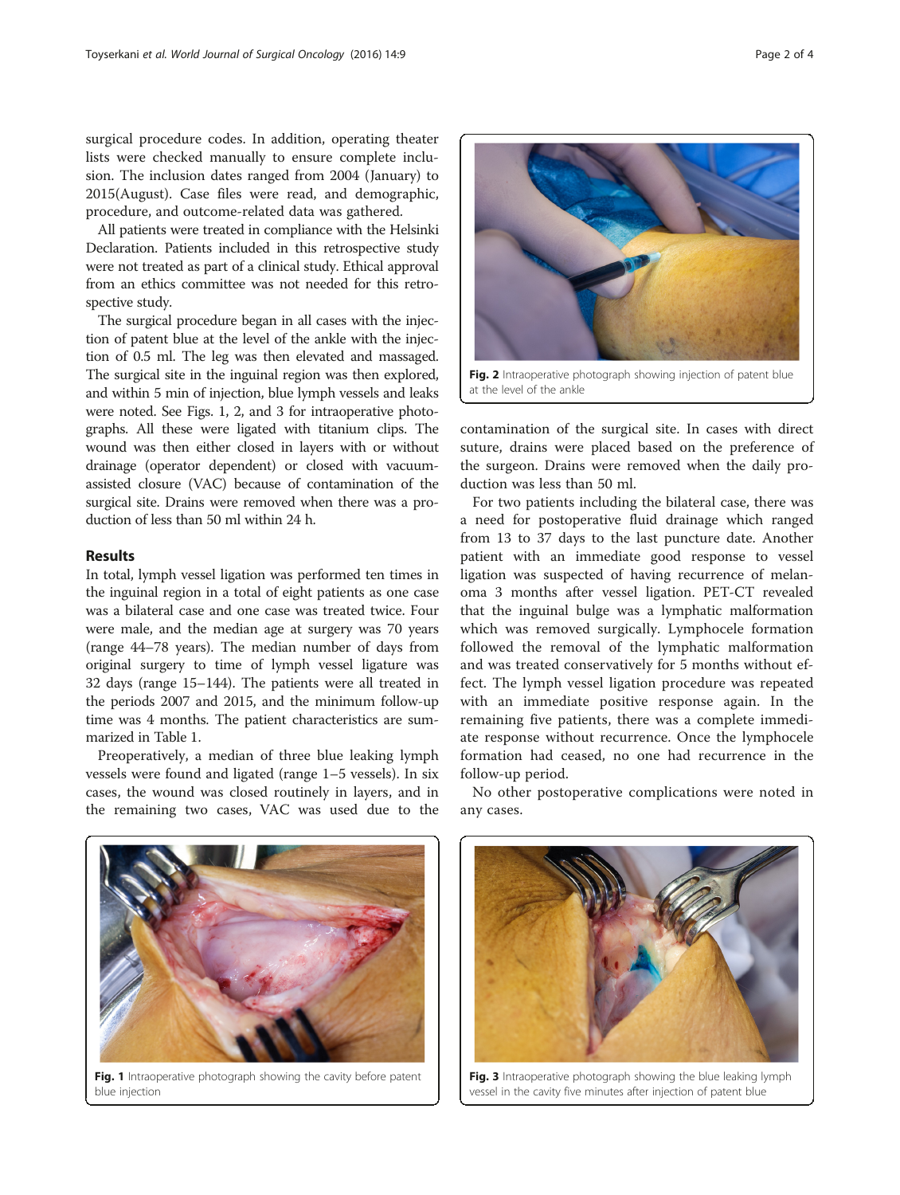surgical procedure codes. In addition, operating theater lists were checked manually to ensure complete inclusion. The inclusion dates ranged from 2004 (January) to 2015(August). Case files were read, and demographic, procedure, and outcome-related data was gathered.

All patients were treated in compliance with the Helsinki Declaration. Patients included in this retrospective study were not treated as part of a clinical study. Ethical approval from an ethics committee was not needed for this retrospective study.

The surgical procedure began in all cases with the injection of patent blue at the level of the ankle with the injection of 0.5 ml. The leg was then elevated and massaged. The surgical site in the inguinal region was then explored, and within 5 min of injection, blue lymph vessels and leaks were noted. See Figs. 1, 2, and 3 for intraoperative photographs. All these were ligated with titanium clips. The wound was then either closed in layers with or without drainage (operator dependent) or closed with vacuum-assisted closure (VAC) because of contamination of the surgical site. Drains were removed when there was a production of less than 50 ml within 24 h.

## Results

In total, lymph vessel ligation was performed ten times in the inguinal region in a total of eight patients as one case was a bilateral case and one case was treated twice. Four were male, and the median age at surgery was 70 years (range 44–78 years). The median number of days from original surgery to time of lymph vessel ligature was 32 days (range 15–144). The patients were all treated in the periods 2007 and 2015, and the minimum follow-up time was 4 months. The patient characteristics are summarized in Table 1.

Preoperatively, a median of three blue leaking lymph vessels were found and ligated (range 1–5 vessels). In six cases, the wound was closed routinely in layers, and in the remaining two cases, VAC was used due to the contamination of the surgical site. In cases with direct suture, drains were placed based on the preference of the surgeon. Drains were removed when the daily production was less than 50 ml.

For two patients including the bilateral case, there was a need for postoperative fluid drainage which ranged from 13 to 37 days to the last puncture date. Another patient with an immediate good response to vessel ligation was suspected of having recurrence of melanoma 3 months after vessel ligation. PET-CT revealed that the inguinal bulge was a lymphatic malformation which was removed surgically. Lymphocele formation followed the removal of the lymphatic malformation and was treated conservatively for 5 months without effect. The lymph vessel ligation procedure was repeated with an immediate positive response again. In the remaining five patients, there was a complete immediate response without recurrence. Once the lymphocele formation had ceased, no one had recurrence in the follow-up period.

No other postoperative complications were noted in any cases.

**Fig. 2** Intraoperative photograph showing injection of patent blue at the level of the ankle

**Fig. 1** Intraoperative photograph showing the cavity before patent blue injection

**Fig. 3** Intraoperative photograph showing the blue leaking lymph vessel in the cavity five minutes after injection of patent blue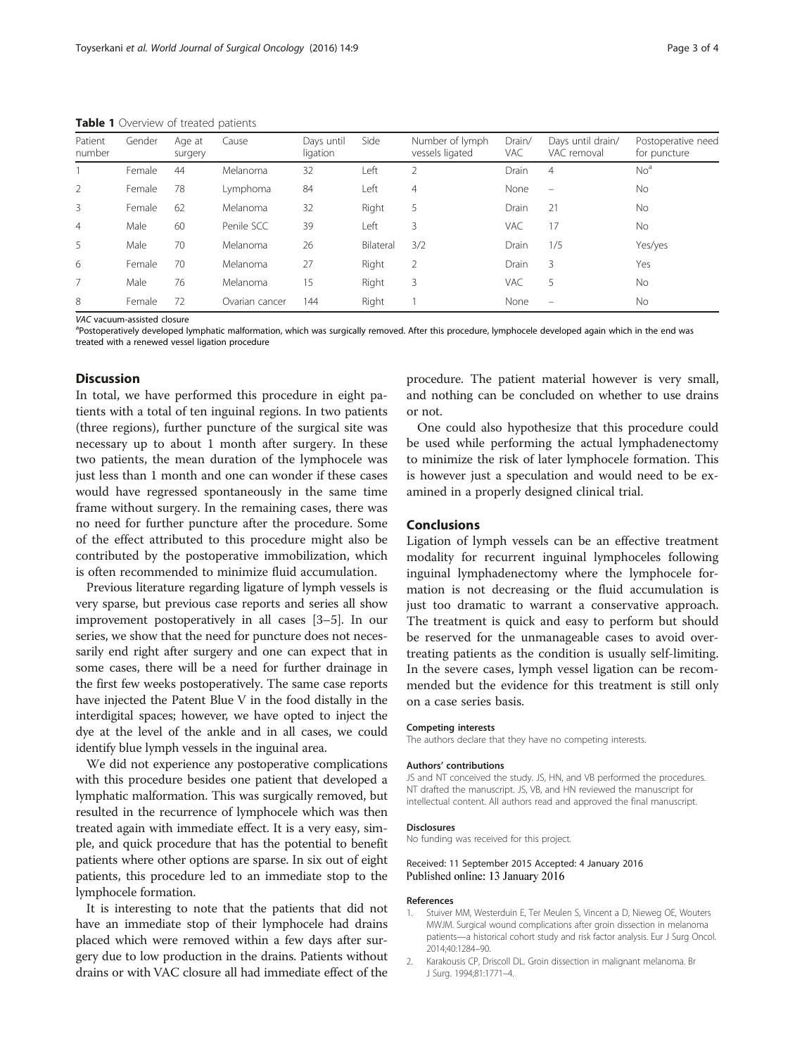**Table 1** Overview of treated patients

| Patient number | Gender | Age at surgery | Cause | Days until ligation | Side | Number of lymph vessels ligated | Drain/ VAC | Days until drain/ VAC removal | Postoperative need for puncture |
|---|---|---|---|---|---|---|---|---|---|
| 1 | Female | 44 | Melanoma | 32 | Left | 2 | Drain | 4 | No[a] |
| 2 | Female | 78 | Lymphoma | 84 | Left | 4 | None | – | No |
| 3 | Female | 62 | Melanoma | 32 | Right | 5 | Drain | 21 | No |
| 4 | Male | 60 | Penile SCC | 39 | Left | 3 | VAC | 17 | No |
| 5 | Male | 70 | Melanoma | 26 | Bilateral | 3/2 | Drain | 1/5 | Yes/yes |
| 6 | Female | 70 | Melanoma | 27 | Right | 2 | Drain | 3 | Yes |
| 7 | Male | 76 | Melanoma | 15 | Right | 3 | VAC | 5 | No |
| 8 | Female | 72 | Ovarian cancer | 144 | Right | 1 | None | – | No |

*VAC* vacuum-assisted closure

[a]Postoperatively developed lymphatic malformation, which was surgically removed. After this procedure, lymphocele developed again which in the end was treated with a renewed vessel ligation procedure

## Discussion

In total, we have performed this procedure in eight patients with a total of ten inguinal regions. In two patients (three regions), further puncture of the surgical site was necessary up to about 1 month after surgery. In these two patients, the mean duration of the lymphocele was just less than 1 month and one can wonder if these cases would have regressed spontaneously in the same time frame without surgery. In the remaining cases, there was no need for further puncture after the procedure. Some of the effect attributed to this procedure might also be contributed by the postoperative immobilization, which is often recommended to minimize fluid accumulation.

Previous literature regarding ligature of lymph vessels is very sparse, but previous case reports and series all show improvement postoperatively in all cases [3–5]. In our series, we show that the need for puncture does not necessarily end right after surgery and one can expect that in some cases, there will be a need for further drainage in the first few weeks postoperatively. The same case reports have injected the Patent Blue V in the food distally in the interdigital spaces; however, we have opted to inject the dye at the level of the ankle and in all cases, we could identify blue lymph vessels in the inguinal area.

We did not experience any postoperative complications with this procedure besides one patient that developed a lymphatic malformation. This was surgically removed, but resulted in the recurrence of lymphocele which was then treated again with immediate effect. It is a very easy, simple, and quick procedure that has the potential to benefit patients where other options are sparse. In six out of eight patients, this procedure led to an immediate stop to the lymphocele formation.

It is interesting to note that the patients that did not have an immediate stop of their lymphocele had drains placed which were removed within a few days after surgery due to low production in the drains. Patients without drains or with VAC closure all had immediate effect of the procedure. The patient material however is very small, and nothing can be concluded on whether to use drains or not.

One could also hypothesize that this procedure could be used while performing the actual lymphadenectomy to minimize the risk of later lymphocele formation. This is however just a speculation and would need to be examined in a properly designed clinical trial.

## Conclusions

Ligation of lymph vessels can be an effective treatment modality for recurrent inguinal lymphoceles following inguinal lymphadenectomy where the lymphocele formation is not decreasing or the fluid accumulation is just too dramatic to warrant a conservative approach. The treatment is quick and easy to perform but should be reserved for the unmanageable cases to avoid over-treating patients as the condition is usually self-limiting. In the severe cases, lymph vessel ligation can be recommended but the evidence for this treatment is still only on a case series basis.

#### Competing interests

The authors declare that they have no competing interests.

#### Authors' contributions

JS and NT conceived the study. JS, HN, and VB performed the procedures. NT drafted the manuscript. JS, VB, and HN reviewed the manuscript for intellectual content. All authors read and approved the final manuscript.

#### Disclosures

No funding was received for this project.

Received: 11 September 2015 Accepted: 4 January 2016
Published online: 13 January 2016

#### References

1. Stuiver MM, Westerduin E, Ter Meulen S, Vincent a D, Nieweg OE, Wouters MWJM. Surgical wound complications after groin dissection in melanoma patients—a historical cohort study and risk factor analysis. Eur J Surg Oncol. 2014;40:1284–90.
2. Karakousis CP, Driscoll DL. Groin dissection in malignant melanoma. Br J Surg. 1994;81:1771–4.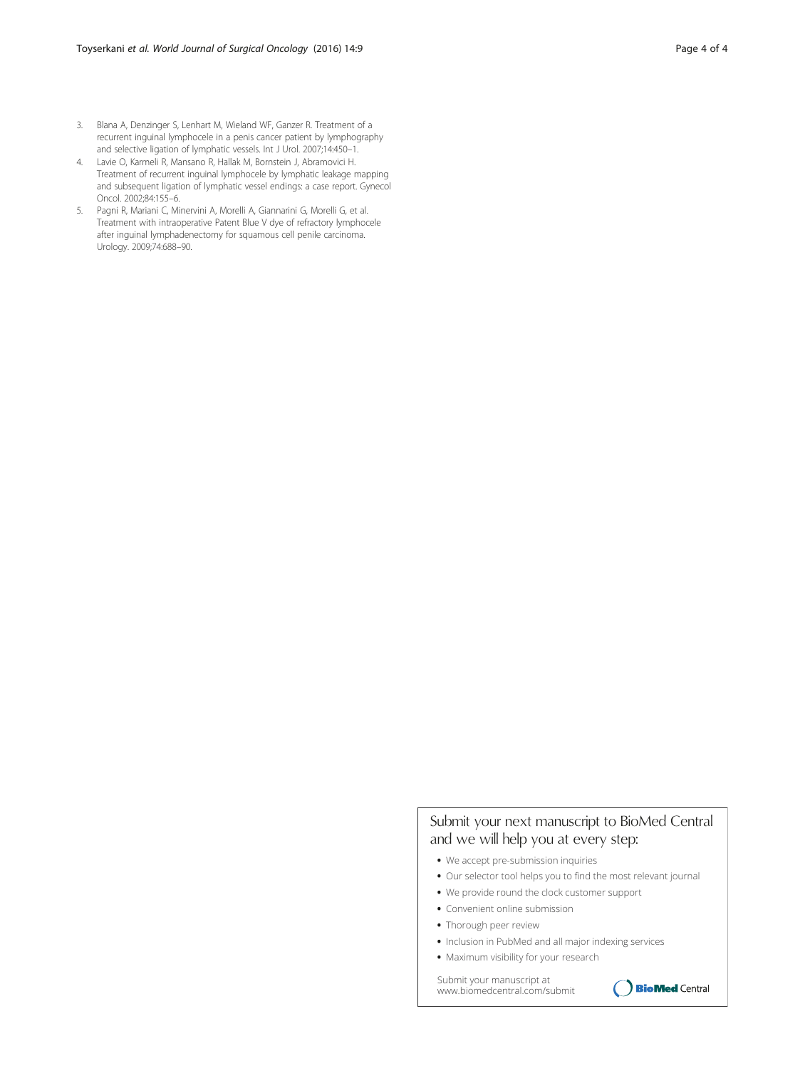3. Blana A, Denzinger S, Lenhart M, Wieland WF, Ganzer R. Treatment of a recurrent inguinal lymphocele in a penis cancer patient by lymphography and selective ligation of lymphatic vessels. Int J Urol. 2007;14:450–1.
4. Lavie O, Karmeli R, Mansano R, Hallak M, Bornstein J, Abramovici H. Treatment of recurrent inguinal lymphocele by lymphatic leakage mapping and subsequent ligation of lymphatic vessel endings: a case report. Gynecol Oncol. 2002;84:155–6.
5. Pagni R, Mariani C, Minervini A, Morelli A, Giannarini G, Morelli G, et al. Treatment with intraoperative Patent Blue V dye of refractory lymphocele after inguinal lymphadenectomy for squamous cell penile carcinoma. Urology. 2009;74:688–90.

Submit your next manuscript to BioMed Central and we will help you at every step:

- We accept pre-submission inquiries
- Our selector tool helps you to find the most relevant journal
- We provide round the clock customer support
- Convenient online submission
- Thorough peer review
- Inclusion in PubMed and all major indexing services
- Maximum visibility for your research

Submit your manuscript at
www.biomedcentral.com/submit

BioMed Central